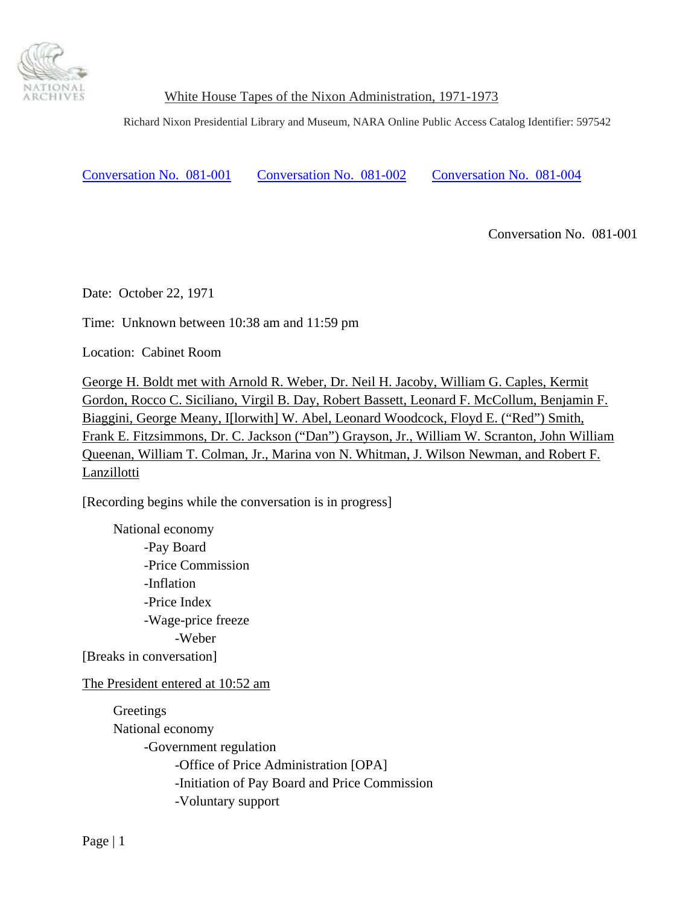White House Tapes of the Nixon Administration, 1971-1973

Richard Nixon Presidential Library and Museum, NARA Online Public Access Catalog Identifier: 597542

Conversation No. 081-001     Conversation No. 081-002     Conversation No. 081-004

Conversation No. 081-001

Date: October 22, 1971

Time: Unknown between 10:38 am and 11:59 pm

Location: Cabinet Room

George H. Boldt met with Arnold R. Weber, Dr. Neil H. Jacoby, William G. Caples, Kermit Gordon, Rocco C. Siciliano, Virgil B. Day, Robert Bassett, Leonard F. McCollum, Benjamin F. Biaggini, George Meany, I[lorwith] W. Abel, Leonard Woodcock, Floyd E. ("Red") Smith, Frank E. Fitzsimmons, Dr. C. Jackson ("Dan") Grayson, Jr., William W. Scranton, John William Queenan, William T. Colman, Jr., Marina von N. Whitman, J. Wilson Newman, and Robert F. Lanzillotti

[Recording begins while the conversation is in progress]

- National economy
  - -Pay Board
  - -Price Commission
  - -Inflation
  - -Price Index
  - -Wage-price freeze
    - -Weber

[Breaks in conversation]

The President entered at 10:52 am

- Greetings
- National economy
  - -Government regulation
    - -Office of Price Administration [OPA]
    - -Initiation of Pay Board and Price Commission
    - -Voluntary support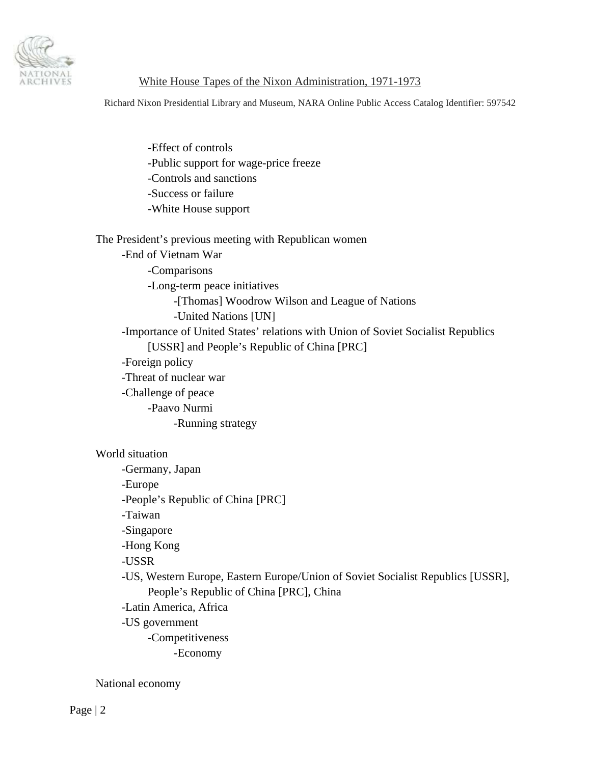- Effect of controls
- Public support for wage-price freeze
- Controls and sanctions
- Success or failure
- White House support

The President's previous meeting with Republican women
- End of Vietnam War
  - Comparisons
  - Long-term peace initiatives
    - [Thomas] Woodrow Wilson and League of Nations
    - United Nations [UN]
- Importance of United States' relations with Union of Soviet Socialist Republics [USSR] and People's Republic of China [PRC]
- Foreign policy
- Threat of nuclear war
- Challenge of peace
  - Paavo Nurmi
    - Running strategy

World situation
- Germany, Japan
- Europe
- People's Republic of China [PRC]
- Taiwan
- Singapore
- Hong Kong
- USSR
- US, Western Europe, Eastern Europe/Union of Soviet Socialist Republics [USSR], People's Republic of China [PRC], China
- Latin America, Africa
- US government
  - Competitiveness
    - Economy

National economy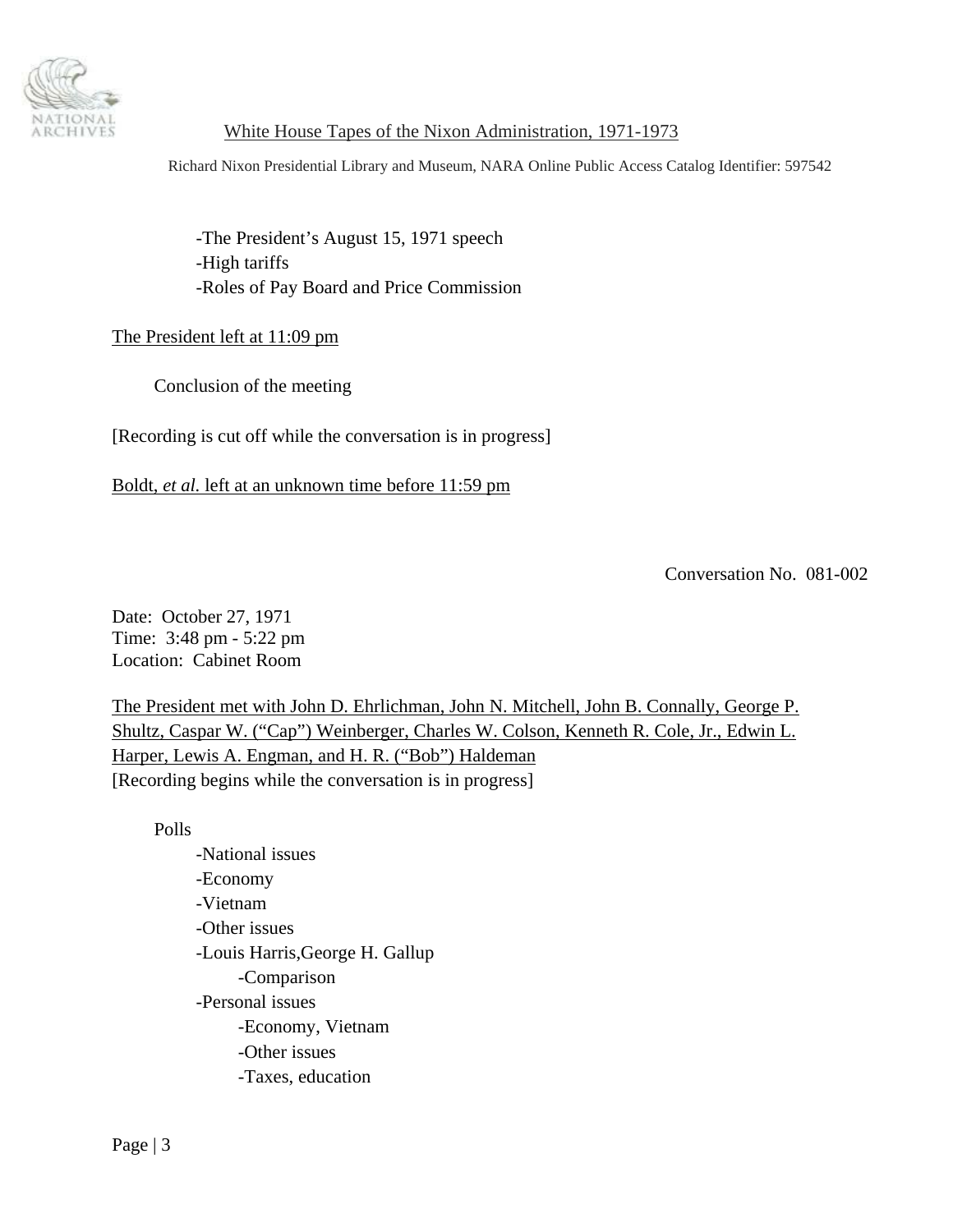-The President's August 15, 1971 speech
-High tariffs
-Roles of Pay Board and Price Commission

The President left at 11:09 pm

Conclusion of the meeting

[Recording is cut off while the conversation is in progress]

Boldt, *et al.* left at an unknown time before 11:59 pm

Conversation No. 081-002

Date: October 27, 1971
Time: 3:48 pm - 5:22 pm
Location: Cabinet Room

The President met with John D. Ehrlichman, John N. Mitchell, John B. Connally, George P. Shultz, Caspar W. ("Cap") Weinberger, Charles W. Colson, Kenneth R. Cole, Jr., Edwin L. Harper, Lewis A. Engman, and H. R. ("Bob") Haldeman
[Recording begins while the conversation is in progress]

Polls
- National issues
- Economy
- Vietnam
- Other issues
- Louis Harris,George H. Gallup
  - Comparison
- Personal issues
  - Economy, Vietnam
  - Other issues
  - Taxes, education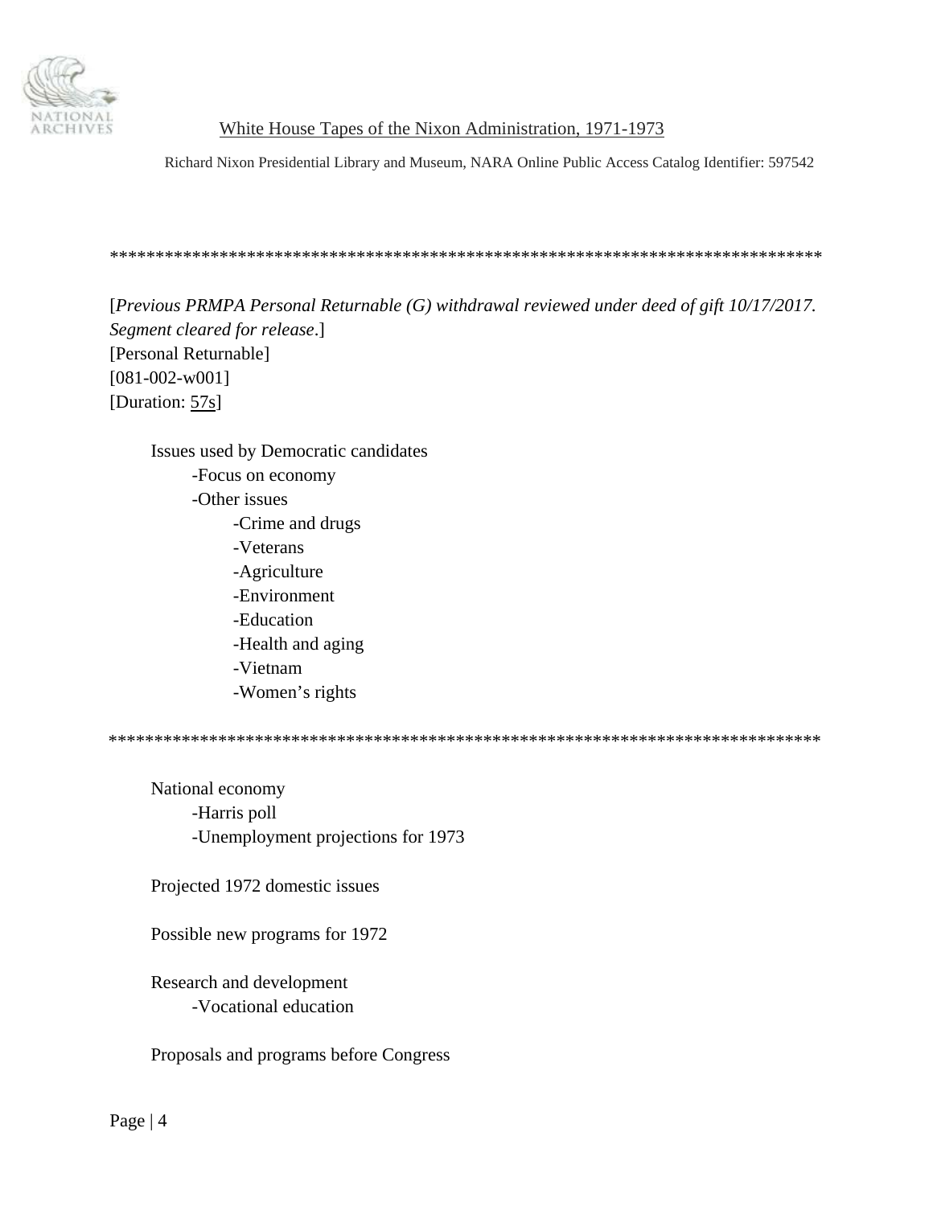********************************************************************************

[*Previous PRMPA Personal Returnable (G) withdrawal reviewed under deed of gift 10/17/2017. Segment cleared for release*.]
[Personal Returnable]
[081-002-w001]
[Duration: 57s]

- Issues used by Democratic candidates
    - Focus on economy
    - Other issues
        - Crime and drugs
        - Veterans
        - Agriculture
        - Environment
        - Education
        - Health and aging
        - Vietnam
        - Women's rights

********************************************************************************

- National economy
    - Harris poll
    - Unemployment projections for 1973

- Projected 1972 domestic issues

- Possible new programs for 1972

- Research and development
    - Vocational education

- Proposals and programs before Congress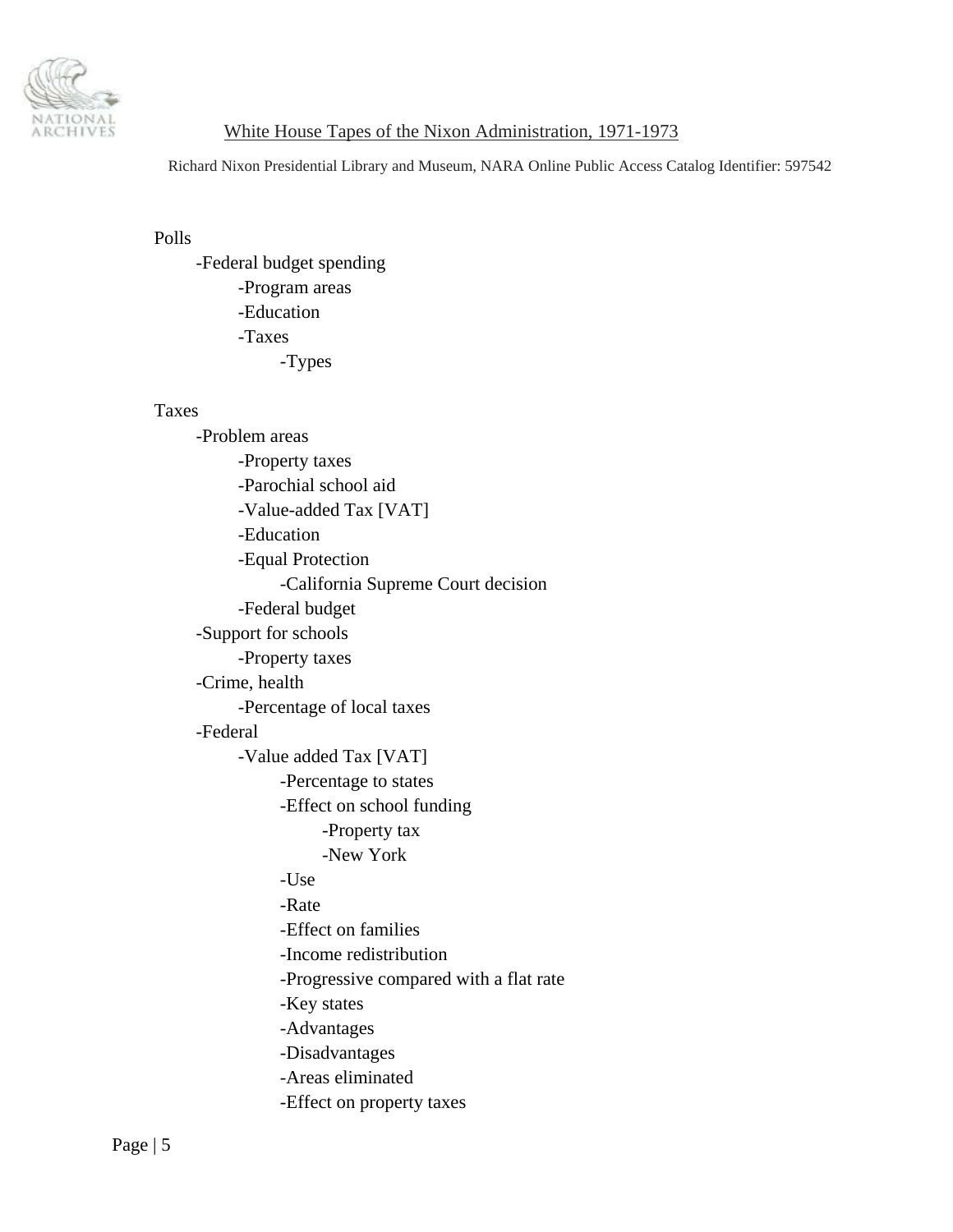Polls

- Federal budget spending
  - Program areas
  - Education
  - Taxes
    - Types

Taxes

- Problem areas
  - Property taxes
  - Parochial school aid
  - Value-added Tax [VAT]
  - Education
  - Equal Protection
    - California Supreme Court decision
  - Federal budget
- Support for schools
  - Property taxes
- Crime, health
  - Percentage of local taxes
- Federal
  - Value added Tax [VAT]
    - Percentage to states
    - Effect on school funding
      - Property tax
      - New York
    - Use
    - Rate
    - Effect on families
    - Income redistribution
    - Progressive compared with a flat rate
    - Key states
    - Advantages
    - Disadvantages
    - Areas eliminated
    - Effect on property taxes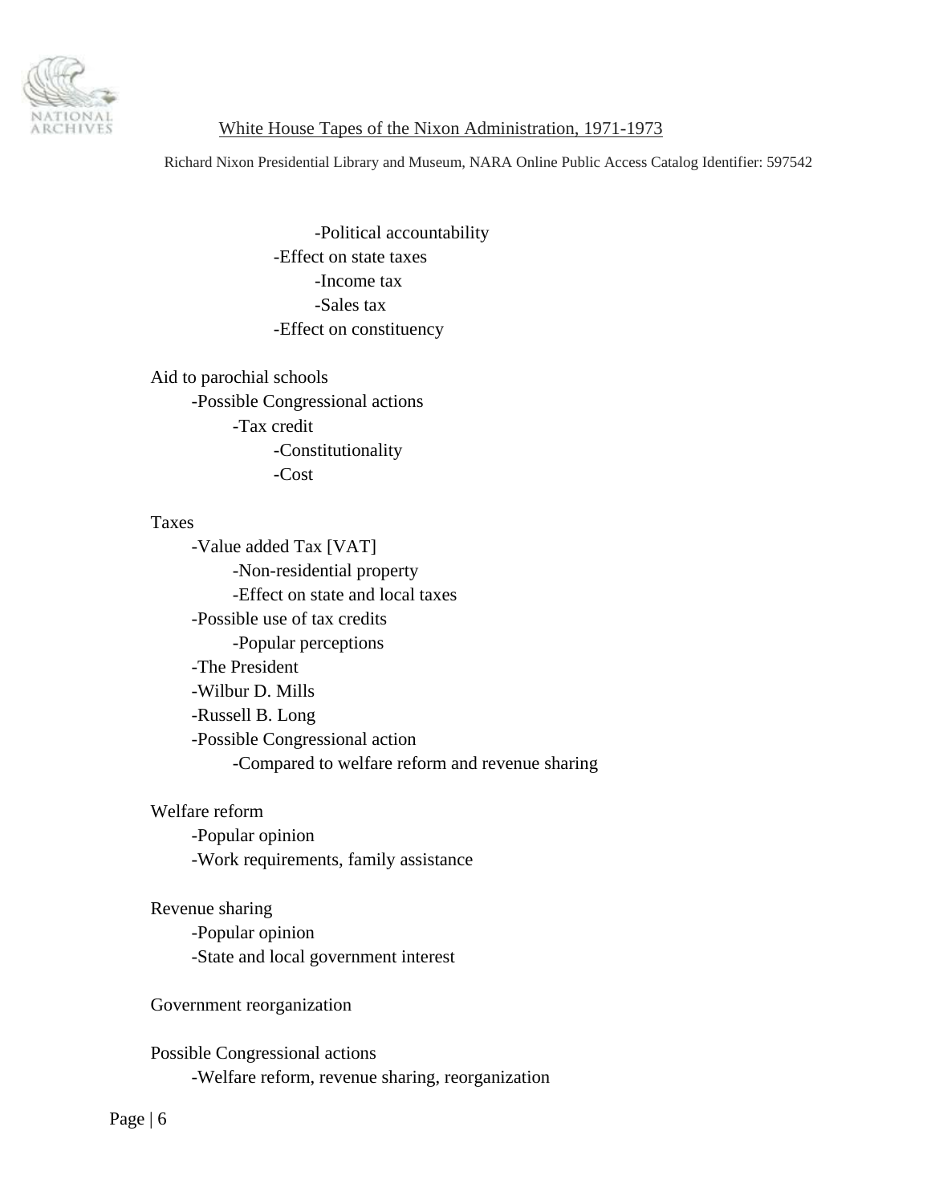- -Political accountability
- -Effect on state taxes
  - -Income tax
  - -Sales tax
- -Effect on constituency

Aid to parochial schools
- -Possible Congressional actions
  - -Tax credit
    - -Constitutionality
    - -Cost

Taxes
- -Value added Tax [VAT]
  - -Non-residential property
  - -Effect on state and local taxes
- -Possible use of tax credits
  - -Popular perceptions
- -The President
- -Wilbur D. Mills
- -Russell B. Long
- -Possible Congressional action
  - -Compared to welfare reform and revenue sharing

Welfare reform
- -Popular opinion
- -Work requirements, family assistance

Revenue sharing
- -Popular opinion
- -State and local government interest

Government reorganization

Possible Congressional actions
- -Welfare reform, revenue sharing, reorganization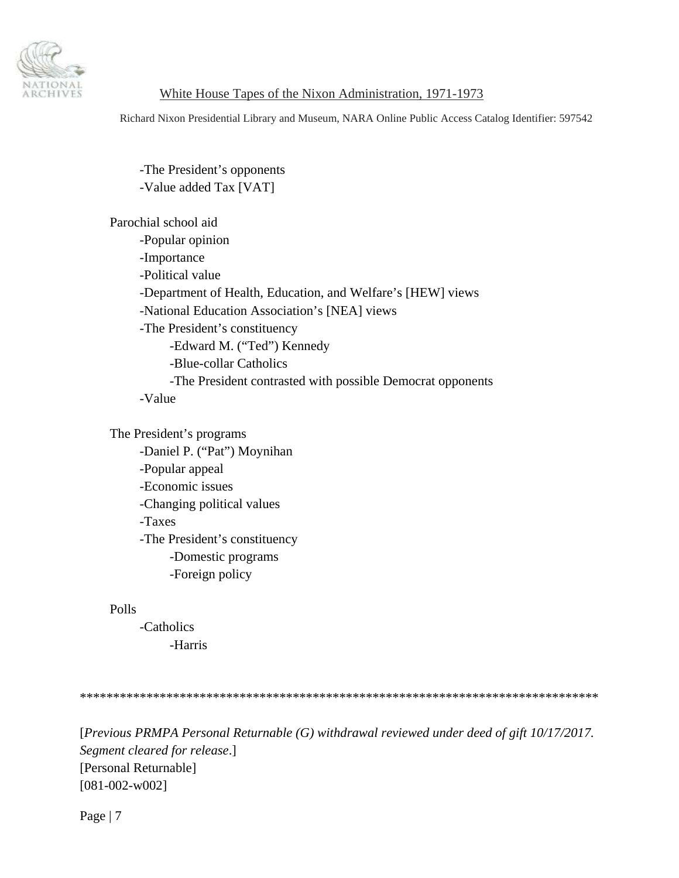- The President's opponents
- Value added Tax [VAT]

Parochial school aid

- Popular opinion
- Importance
- Political value
- Department of Health, Education, and Welfare's [HEW] views
- National Education Association's [NEA] views
- The President's constituency
    - Edward M. ("Ted") Kennedy
    - Blue-collar Catholics
    - The President contrasted with possible Democrat opponents
- Value

The President's programs

- Daniel P. ("Pat") Moynihan
- Popular appeal
- Economic issues
- Changing political values
- Taxes
- The President's constituency
    - Domestic programs
    - Foreign policy

Polls

- Catholics
    - Harris

********************************************************************************

[*Previous PRMPA Personal Returnable (G) withdrawal reviewed under deed of gift 10/17/2017. Segment cleared for release*.]
[Personal Returnable]
[081-002-w002]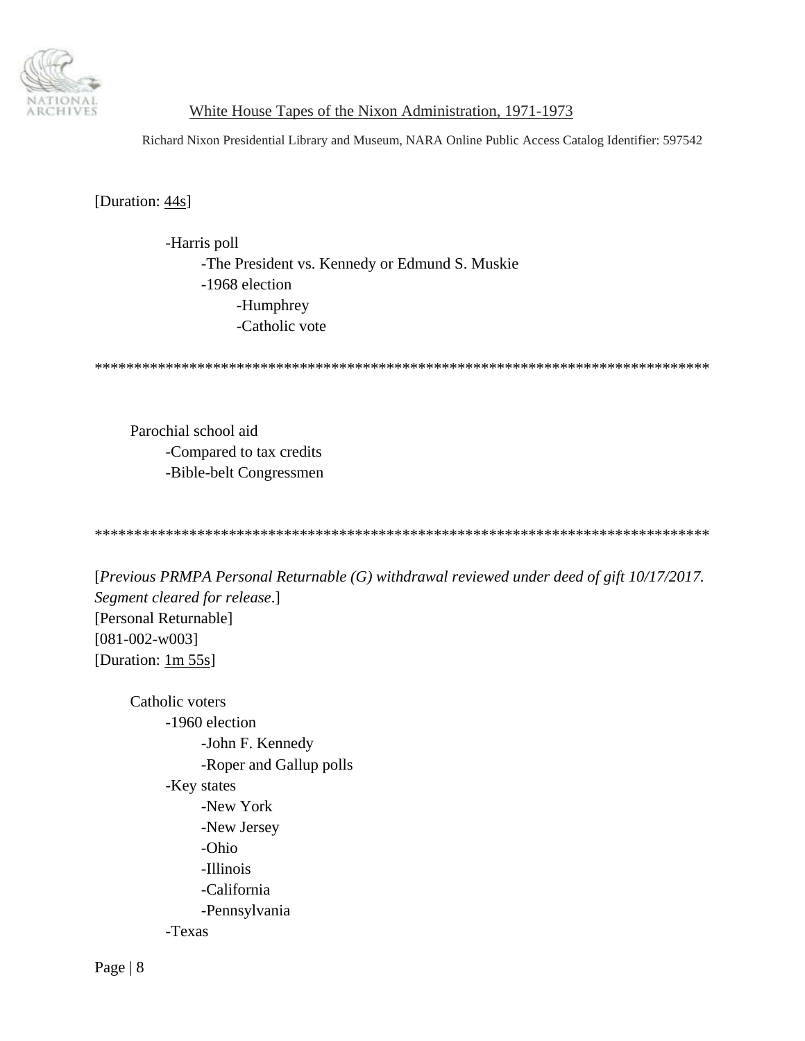[Duration: 44s]

- Harris poll
    - The President vs. Kennedy or Edmund S. Muskie
    - 1968 election
        - Humphrey
        - Catholic vote

*****************************************************************************

Parochial school aid
- Compared to tax credits
- Bible-belt Congressmen

*****************************************************************************

[*Previous PRMPA Personal Returnable (G) withdrawal reviewed under deed of gift 10/17/2017. Segment cleared for release*.]
[Personal Returnable]
[081-002-w003]
[Duration: 1m 55s]

Catholic voters
- 1960 election
    - John F. Kennedy
    - Roper and Gallup polls
- Key states
    - New York
    - New Jersey
    - Ohio
    - Illinois
    - California
    - Pennsylvania
- Texas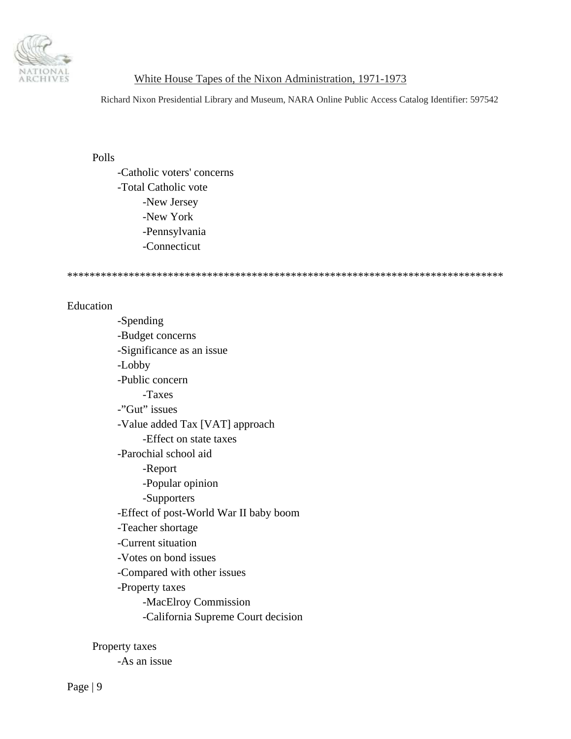Polls

- Catholic voters' concerns
- Total Catholic vote
    - New Jersey
    - New York
    - Pennsylvania
    - Connecticut

********************************************************************************

Education

- Spending
- Budget concerns
- Significance as an issue
- Lobby
- Public concern
    - Taxes
- "Gut" issues
- Value added Tax [VAT] approach
    - Effect on state taxes
- Parochial school aid
    - Report
    - Popular opinion
    - Supporters
- Effect of post-World War II baby boom
- Teacher shortage
- Current situation
- Votes on bond issues
- Compared with other issues
- Property taxes
    - MacElroy Commission
    - California Supreme Court decision

Property taxes

- As an issue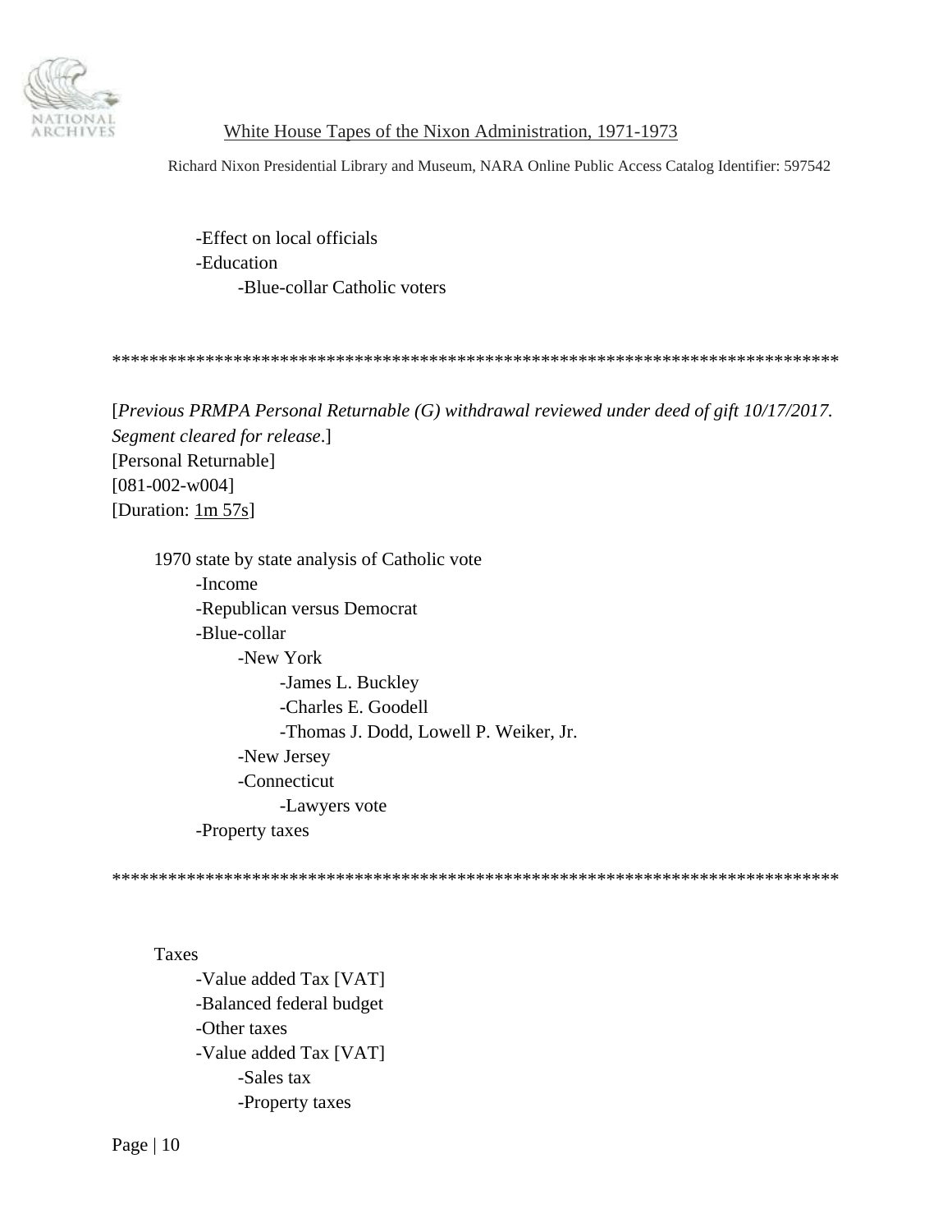-Effect on local officials
-Education
-Blue-collar Catholic voters

*******************************************************************************

[*Previous PRMPA Personal Returnable (G) withdrawal reviewed under deed of gift 10/17/2017. Segment cleared for release*.]
[Personal Returnable]
[081-002-w004]
[Duration: 1m 57s]

1970 state by state analysis of Catholic vote
- -Income
- -Republican versus Democrat
- -Blue-collar
  - -New York
    - -James L. Buckley
    - -Charles E. Goodell
    - -Thomas J. Dodd, Lowell P. Weiker, Jr.
  - -New Jersey
  - -Connecticut
    - -Lawyers vote
- -Property taxes

*******************************************************************************

Taxes
- -Value added Tax [VAT]
- -Balanced federal budget
- -Other taxes
- -Value added Tax [VAT]
  - -Sales tax
  - -Property taxes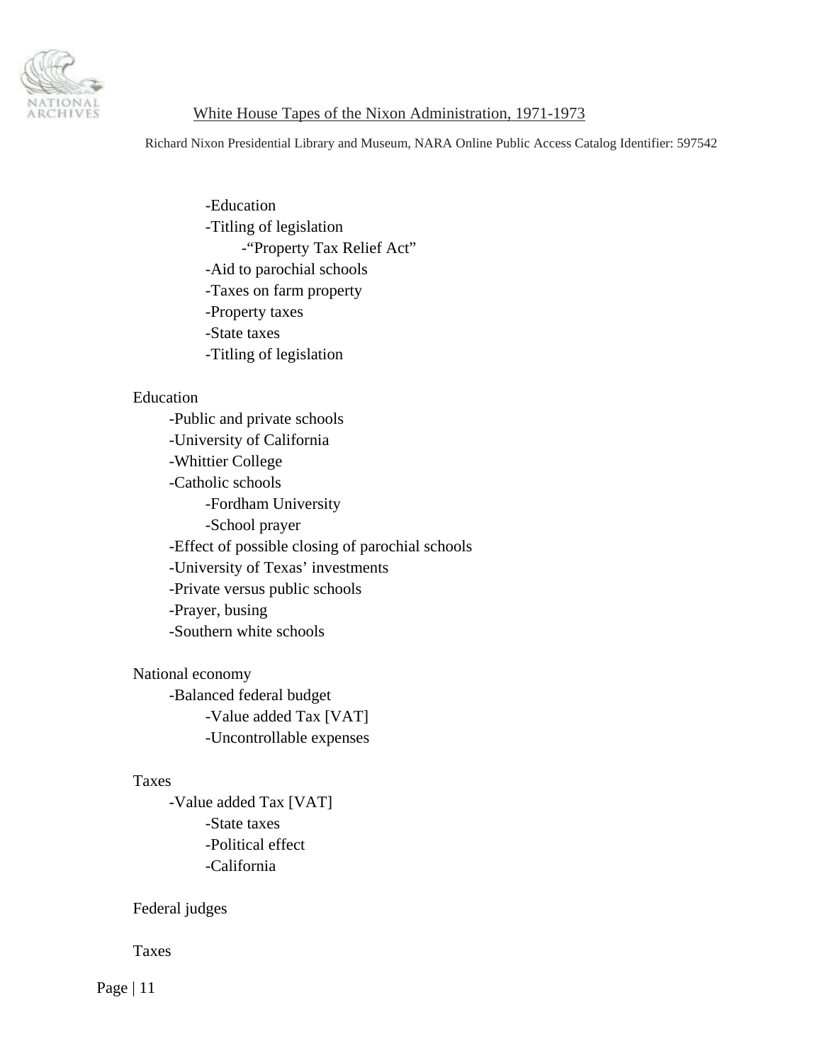- Education
            - Titling of legislation
                - "Property Tax Relief Act"
            - Aid to parochial schools
            - Taxes on farm property
            - Property taxes
            - State taxes
            - Titling of legislation

Education
- Public and private schools
- University of California
- Whittier College
- Catholic schools
    - Fordham University
    - School prayer
- Effect of possible closing of parochial schools
- University of Texas' investments
- Private versus public schools
- Prayer, busing
- Southern white schools

National economy
- Balanced federal budget
    - Value added Tax [VAT]
    - Uncontrollable expenses

Taxes
- Value added Tax [VAT]
    - State taxes
    - Political effect
    - California

Federal judges

Taxes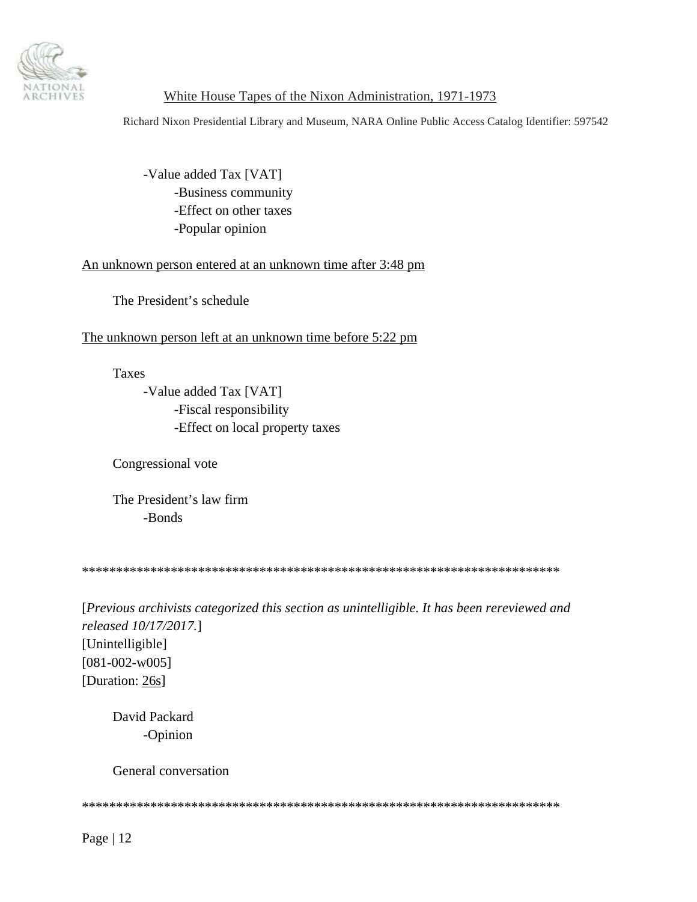- Value added Tax [VAT]
    - Business community
    - Effect on other taxes
    - Popular opinion

<u>An unknown person entered at an unknown time after 3:48 pm</u>

The President's schedule

<u>The unknown person left at an unknown time before 5:22 pm</u>

Taxes
- Value added Tax [VAT]
    - Fiscal responsibility
    - Effect on local property taxes

Congressional vote

The President's law firm
- Bonds

**********************************************************************

[*Previous archivists categorized this section as unintelligible. It has been rereviewed and released 10/17/2017.*]
[Unintelligible]
[081-002-w005]
[Duration: <u>26s</u>]

David Packard
- Opinion

General conversation

**********************************************************************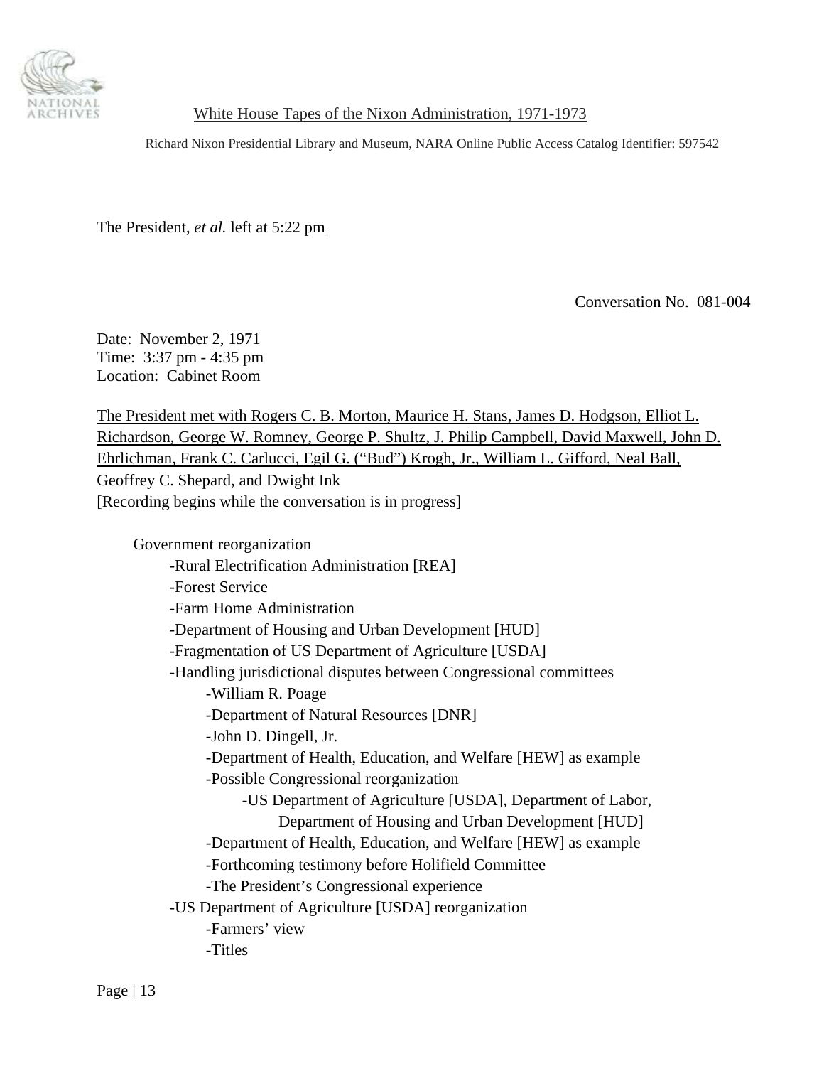The President, *et al.* left at 5:22 pm

Conversation No. 081-004

Date: November 2, 1971
Time: 3:37 pm - 4:35 pm
Location: Cabinet Room

The President met with Rogers C. B. Morton, Maurice H. Stans, James D. Hodgson, Elliot L. Richardson, George W. Romney, George P. Shultz, J. Philip Campbell, David Maxwell, John D. Ehrlichman, Frank C. Carlucci, Egil G. ("Bud") Krogh, Jr., William L. Gifford, Neal Ball, Geoffrey C. Shepard, and Dwight Ink
[Recording begins while the conversation is in progress]

- Government reorganization
  - -Rural Electrification Administration [REA]
  - -Forest Service
  - -Farm Home Administration
  - -Department of Housing and Urban Development [HUD]
  - -Fragmentation of US Department of Agriculture [USDA]
  - -Handling jurisdictional disputes between Congressional committees
    - -William R. Poage
    - -Department of Natural Resources [DNR]
    - -John D. Dingell, Jr.
    - -Department of Health, Education, and Welfare [HEW] as example
    - -Possible Congressional reorganization
      - -US Department of Agriculture [USDA], Department of Labor, Department of Housing and Urban Development [HUD]
    - -Department of Health, Education, and Welfare [HEW] as example
    - -Forthcoming testimony before Holifield Committee
    - -The President's Congressional experience
  - -US Department of Agriculture [USDA] reorganization
    - -Farmers' view
    - -Titles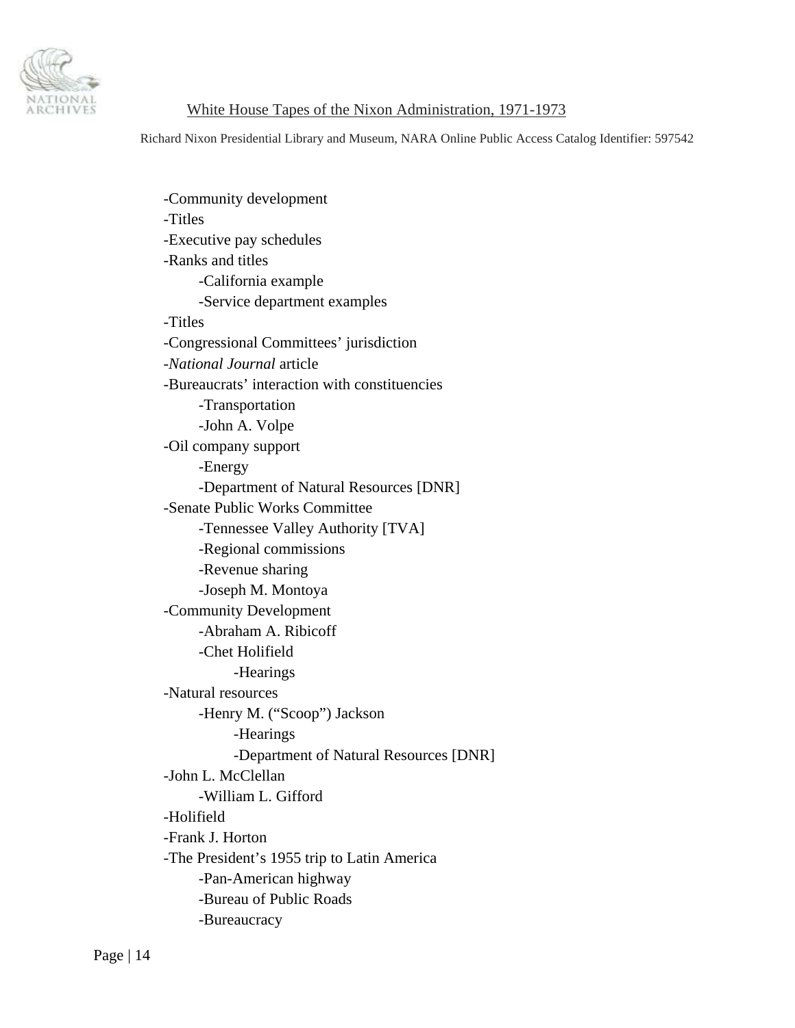- Community development
- Titles
- Executive pay schedules
- Ranks and titles
    - California example
    - Service department examples
- Titles
- Congressional Committees' jurisdiction
- *National Journal* article
- Bureaucrats' interaction with constituencies
    - Transportation
    - John A. Volpe
- Oil company support
    - Energy
    - Department of Natural Resources [DNR]
- Senate Public Works Committee
    - Tennessee Valley Authority [TVA]
    - Regional commissions
    - Revenue sharing
    - Joseph M. Montoya
- Community Development
    - Abraham A. Ribicoff
    - Chet Holifield
        - Hearings
- Natural resources
    - Henry M. ("Scoop") Jackson
        - Hearings
        - Department of Natural Resources [DNR]
- John L. McClellan
    - William L. Gifford
- Holifield
- Frank J. Horton
- The President's 1955 trip to Latin America
    - Pan-American highway
    - Bureau of Public Roads
    - Bureaucracy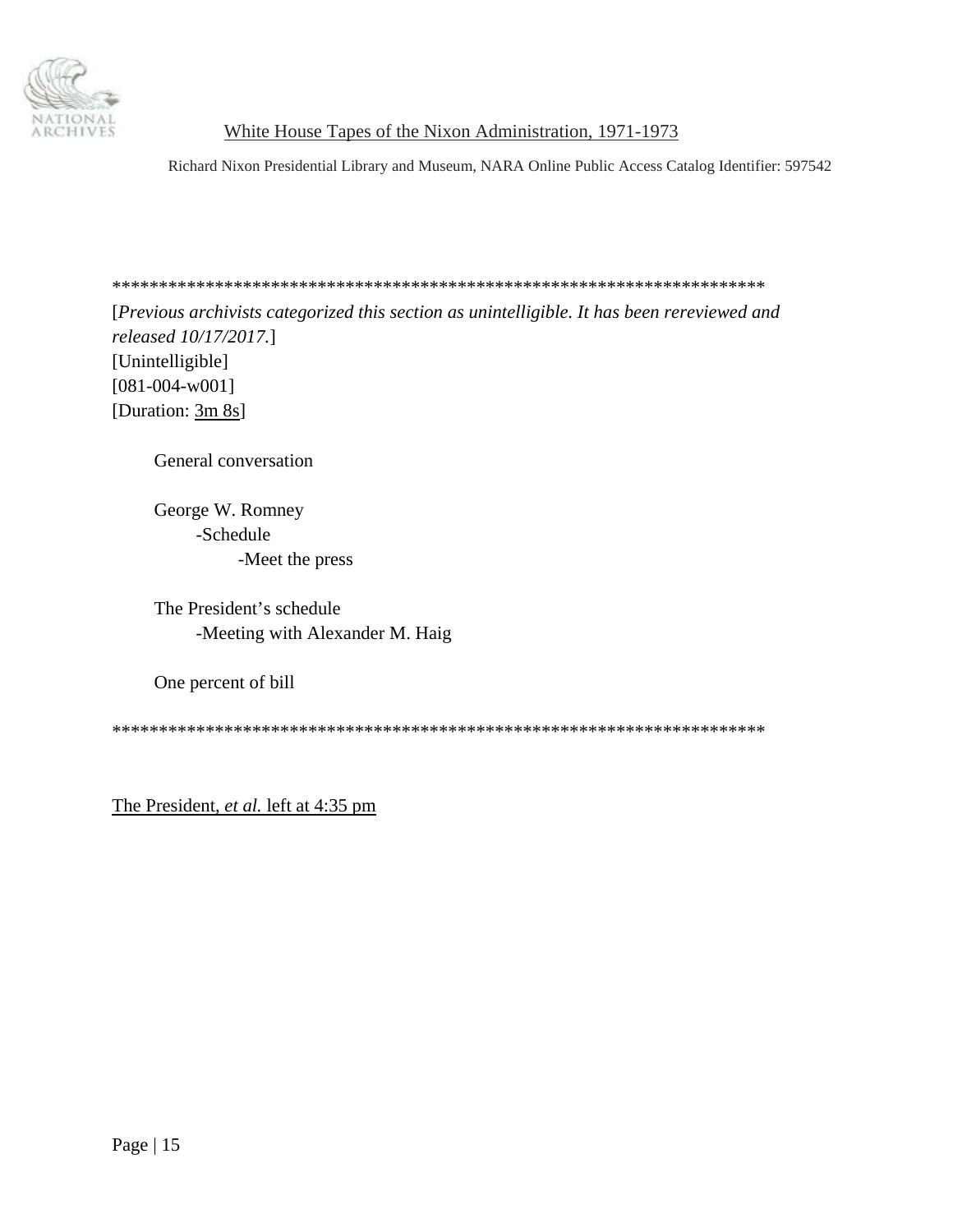*************************************************************************

[*Previous archivists categorized this section as unintelligible. It has been rereviewed and released 10/17/2017.*]
[Unintelligible]
[081-004-w001]
[Duration: 3m 8s]

General conversation

George W. Romney
- Schedule
  - Meet the press

The President's schedule
- Meeting with Alexander M. Haig

One percent of bill

*************************************************************************

The President, *et al.* left at 4:35 pm